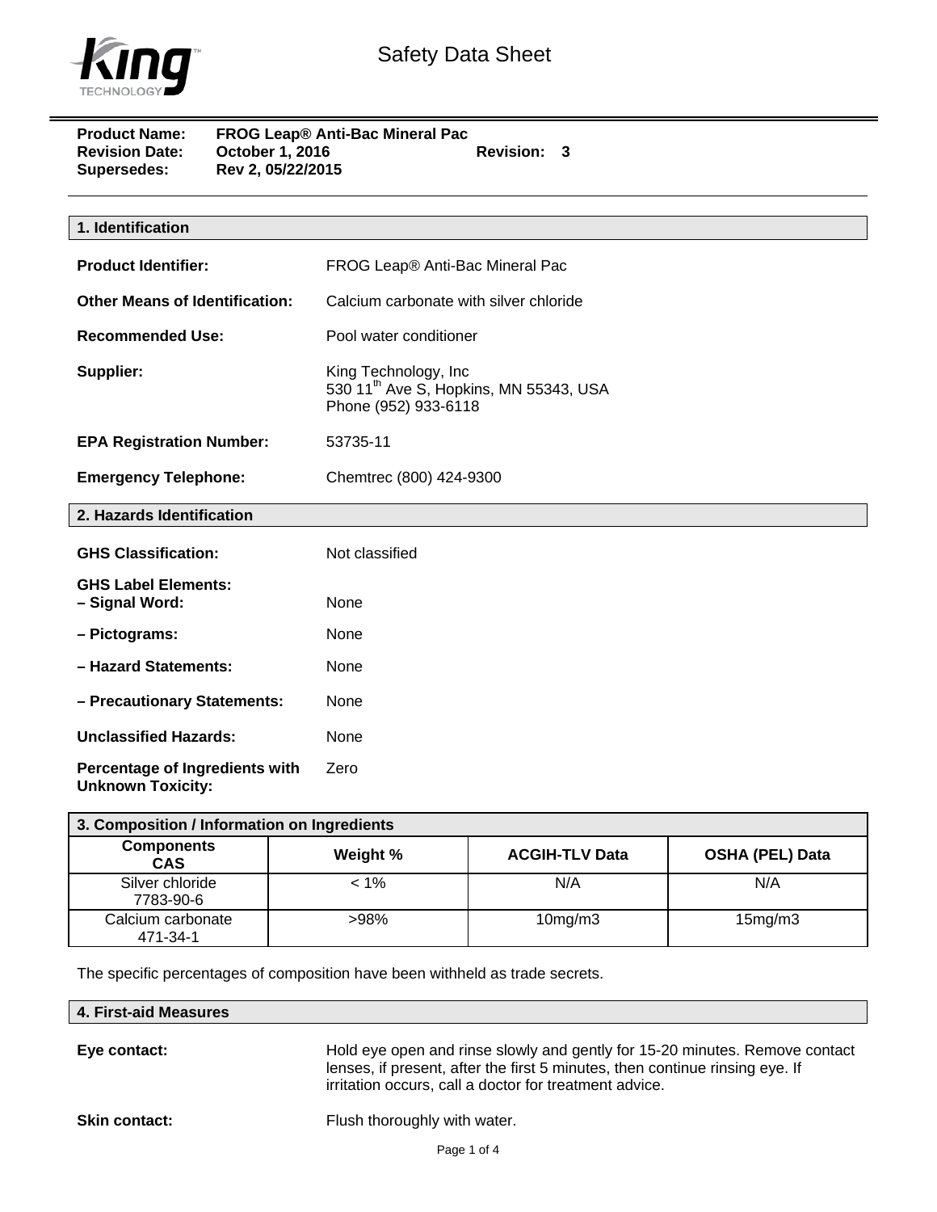# Safety Data Sheet

**Product Name:** FROG Leap® Anti-Bac Mineral Pac
**Revision Date:** October 1, 2016 **Revision:** 3
**Supersedes:** Rev 2, 05/22/2015

## 1. Identification

**Product Identifier:** FROG Leap® Anti-Bac Mineral Pac

**Other Means of Identification:** Calcium carbonate with silver chloride

**Recommended Use:** Pool water conditioner

**Supplier:** King Technology, Inc
530 11th Ave S, Hopkins, MN 55343, USA
Phone (952) 933-6118

**EPA Registration Number:** 53735-11

**Emergency Telephone:** Chemtrec (800) 424-9300

## 2. Hazards Identification

**GHS Classification:** Not classified

**GHS Label Elements:**

**– Signal Word:** None

**– Pictograms:** None

**– Hazard Statements:** None

**– Precautionary Statements:** None

**Unclassified Hazards:** None

**Percentage of Ingredients with Unknown Toxicity:** Zero

## 3. Composition / Information on Ingredients

| Components CAS | Weight % | ACGIH-TLV Data | OSHA (PEL) Data |
|---|---|---|---|
| Silver chloride 7783-90-6 | < 1% | N/A | N/A |
| Calcium carbonate 471-34-1 | >98% | 10mg/m3 | 15mg/m3 |

The specific percentages of composition have been withheld as trade secrets.

## 4. First-aid Measures

**Eye contact:** Hold eye open and rinse slowly and gently for 15-20 minutes. Remove contact lenses, if present, after the first 5 minutes, then continue rinsing eye. If irritation occurs, call a doctor for treatment advice.

**Skin contact:** Flush thoroughly with water.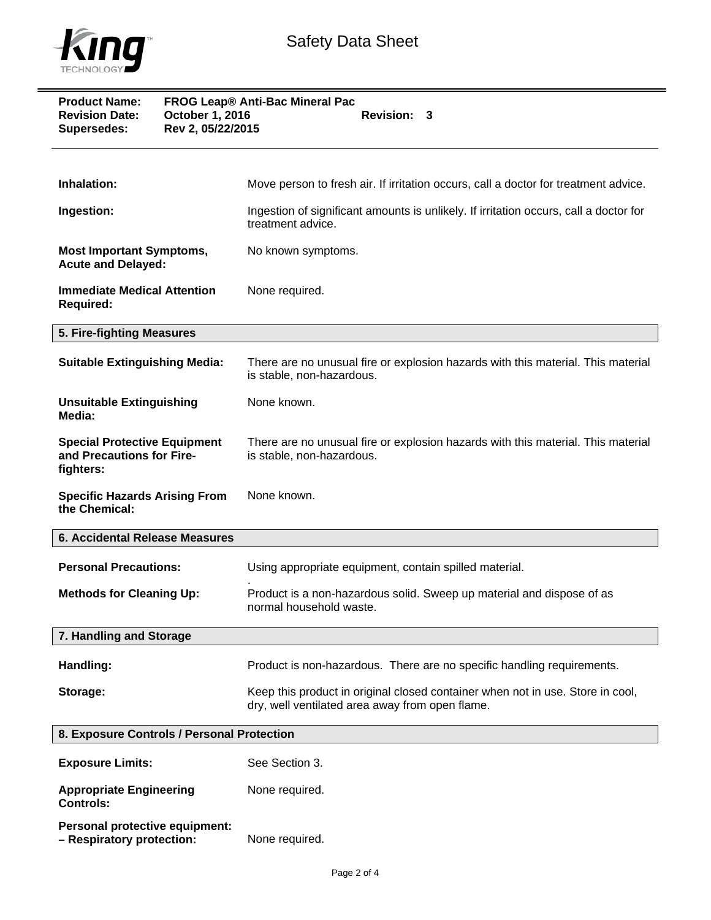**Product Name:** FROG Leap® Anti-Bac Mineral Pac
**Revision Date:** October 1, 2016 **Revision:** 3
**Supersedes:** Rev 2, 05/22/2015

**Inhalation:** Move person to fresh air. If irritation occurs, call a doctor for treatment advice.

**Ingestion:** Ingestion of significant amounts is unlikely. If irritation occurs, call a doctor for treatment advice.

**Most Important Symptoms, Acute and Delayed:** No known symptoms.

**Immediate Medical Attention Required:** None required.

## 5. Fire-fighting Measures

**Suitable Extinguishing Media:** There are no unusual fire or explosion hazards with this material. This material is stable, non-hazardous.

**Unsuitable Extinguishing Media:** None known.

**Special Protective Equipment and Precautions for Fire-fighters:** There are no unusual fire or explosion hazards with this material. This material is stable, non-hazardous.

**Specific Hazards Arising From the Chemical:** None known.

## 6. Accidental Release Measures

**Personal Precautions:** Using appropriate equipment, contain spilled material.

**Methods for Cleaning Up:** Product is a non-hazardous solid. Sweep up material and dispose of as normal household waste.

## 7. Handling and Storage

**Handling:** Product is non-hazardous. There are no specific handling requirements.

**Storage:** Keep this product in original closed container when not in use. Store in cool, dry, well ventilated area away from open flame.

## 8. Exposure Controls / Personal Protection

**Exposure Limits:** See Section 3.

**Appropriate Engineering Controls:** None required.

**Personal protective equipment:**
**– Respiratory protection:** None required.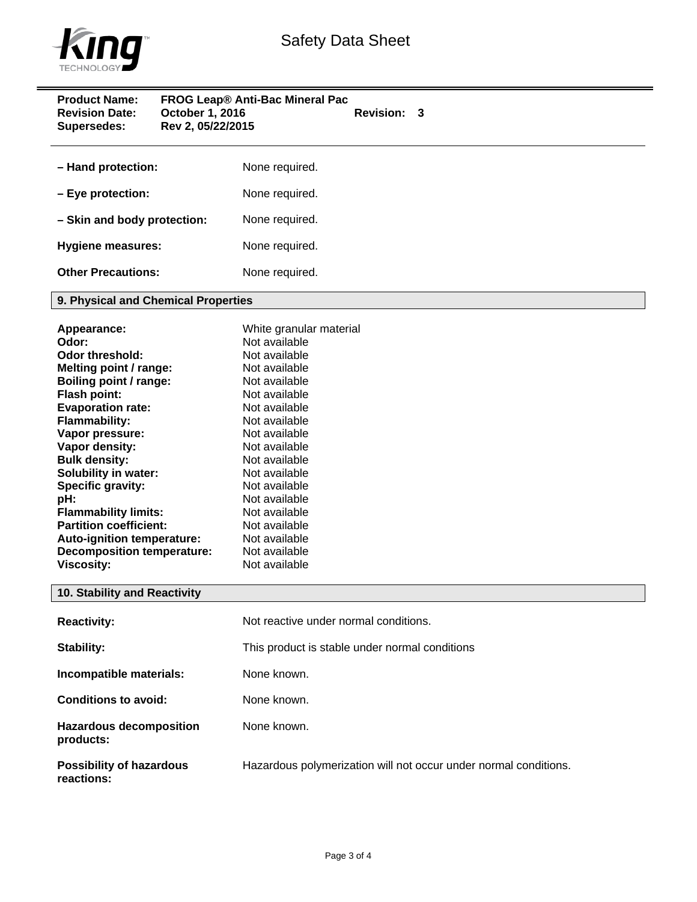**Product Name:** FROG Leap® Anti-Bac Mineral Pac
**Revision Date:** October 1, 2016 **Revision:** 3
**Supersedes:** Rev 2, 05/22/2015

| | |
|---|---|
| **– Hand protection:** | None required. |
| **– Eye protection:** | None required. |
| **– Skin and body protection:** | None required. |
| **Hygiene measures:** | None required. |
| **Other Precautions:** | None required. |

## 9. Physical and Chemical Properties

| | |
|---|---|
| **Appearance:** | White granular material |
| **Odor:** | Not available |
| **Odor threshold:** | Not available |
| **Melting point / range:** | Not available |
| **Boiling point / range:** | Not available |
| **Flash point:** | Not available |
| **Evaporation rate:** | Not available |
| **Flammability:** | Not available |
| **Vapor pressure:** | Not available |
| **Vapor density:** | Not available |
| **Bulk density:** | Not available |
| **Solubility in water:** | Not available |
| **Specific gravity:** | Not available |
| **pH:** | Not available |
| **Flammability limits:** | Not available |
| **Partition coefficient:** | Not available |
| **Auto-ignition temperature:** | Not available |
| **Decomposition temperature:** | Not available |
| **Viscosity:** | Not available |

## 10. Stability and Reactivity

| | |
|---|---|
| **Reactivity:** | Not reactive under normal conditions. |
| **Stability:** | This product is stable under normal conditions |
| **Incompatible materials:** | None known. |
| **Conditions to avoid:** | None known. |
| **Hazardous decomposition products:** | None known. |
| **Possibility of hazardous reactions:** | Hazardous polymerization will not occur under normal conditions. |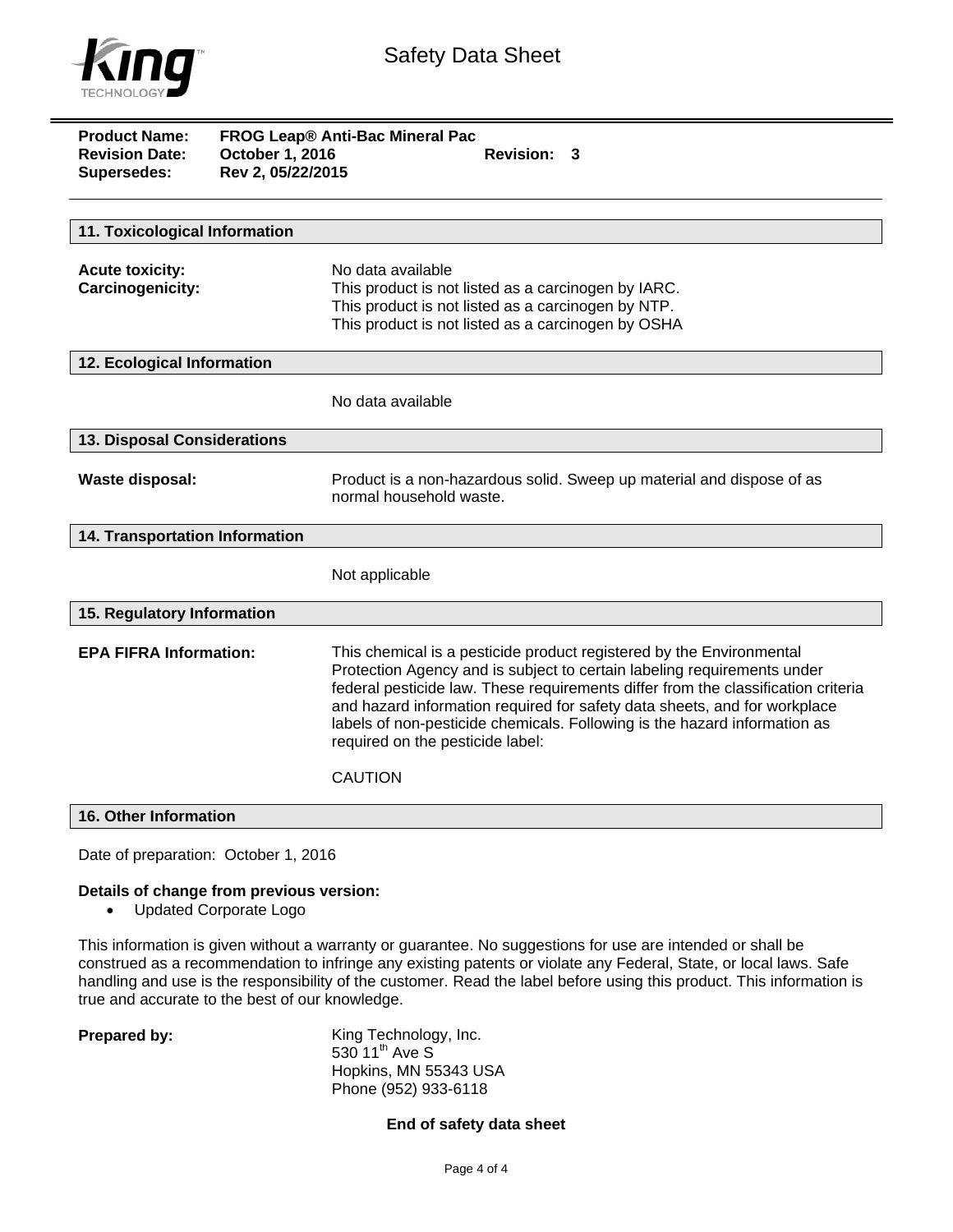**Product Name:** FROG Leap® Anti-Bac Mineral Pac
**Revision Date:** October 1, 2016 **Revision:** 3
**Supersedes:** Rev 2, 05/22/2015

## 11. Toxicological Information

**Acute toxicity:** No data available

**Carcinogenicity:** This product is not listed as a carcinogen by IARC.
This product is not listed as a carcinogen by NTP.
This product is not listed as a carcinogen by OSHA

## 12. Ecological Information

No data available

## 13. Disposal Considerations

**Waste disposal:** Product is a non-hazardous solid. Sweep up material and dispose of as normal household waste.

## 14. Transportation Information

Not applicable

## 15. Regulatory Information

**EPA FIFRA Information:** This chemical is a pesticide product registered by the Environmental Protection Agency and is subject to certain labeling requirements under federal pesticide law. These requirements differ from the classification criteria and hazard information required for safety data sheets, and for workplace labels of non-pesticide chemicals. Following is the hazard information as required on the pesticide label:

CAUTION

## 16. Other Information

Date of preparation: October 1, 2016

**Details of change from previous version:**

- Updated Corporate Logo

This information is given without a warranty or guarantee. No suggestions for use are intended or shall be construed as a recommendation to infringe any existing patents or violate any Federal, State, or local laws. Safe handling and use is the responsibility of the customer. Read the label before using this product. This information is true and accurate to the best of our knowledge.

**Prepared by:** King Technology, Inc.
530 11th Ave S
Hopkins, MN 55343 USA
Phone (952) 933-6118

**End of safety data sheet**